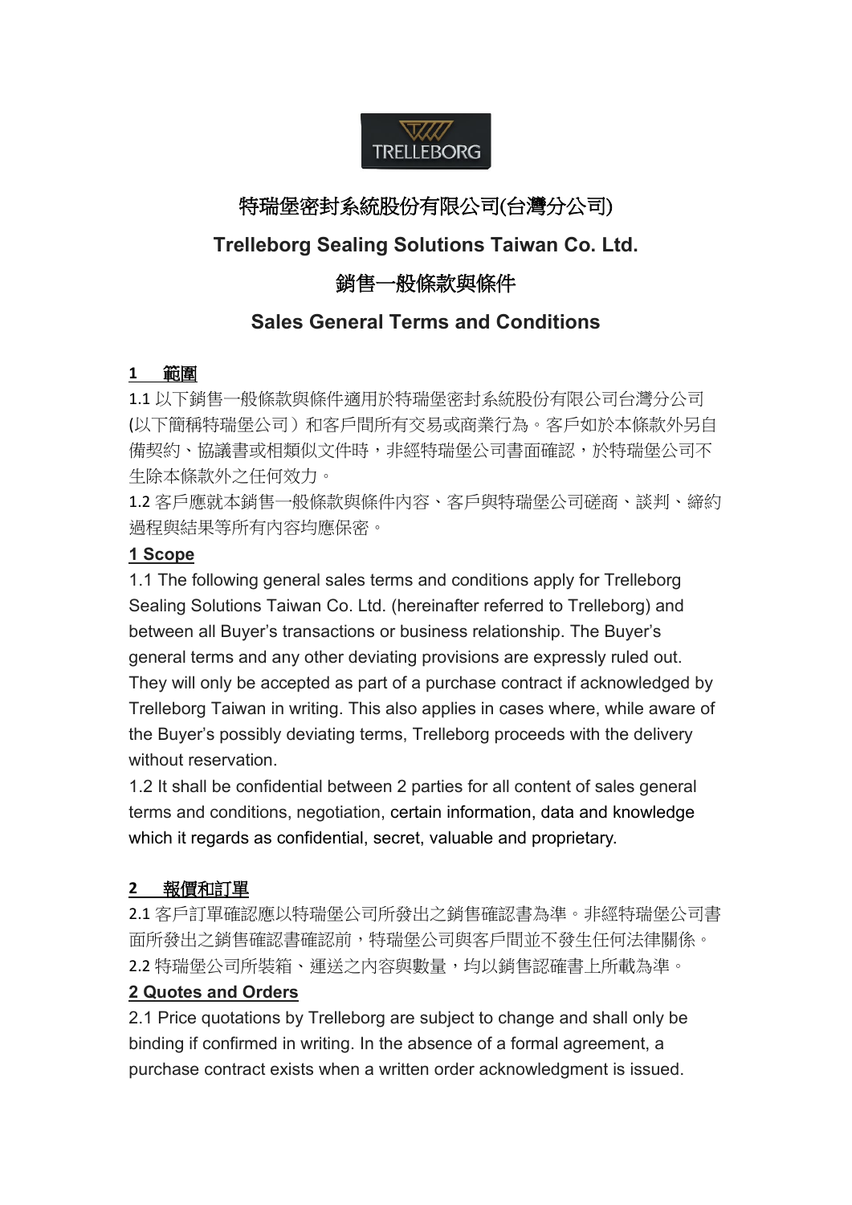# 特瑞堡密封系統股份有限公司(台灣分公司)

# Trelleborg Sealing Solutions Taiwan Co. Ltd.

## 銷售一般條款與條件

## Sales General Terms and Conditions

### 1　範圍

1.1 以下銷售一般條款與條件適用於特瑞堡密封系統股份有限公司台灣分公司(以下簡稱特瑞堡公司）和客戶間所有交易或商業行為。客戶如於本條款外另自備契約、協議書或相類似文件時，非經特瑞堡公司書面確認，於特瑞堡公司不生除本條款外之任何效力。

1.2 客戶應就本銷售一般條款與條件內容、客戶與特瑞堡公司磋商、談判、締約過程與結果等所有內容均應保密。

### 1 Scope

1.1 The following general sales terms and conditions apply for Trelleborg Sealing Solutions Taiwan Co. Ltd. (hereinafter referred to Trelleborg) and between all Buyer's transactions or business relationship. The Buyer's general terms and any other deviating provisions are expressly ruled out. They will only be accepted as part of a purchase contract if acknowledged by Trelleborg Taiwan in writing. This also applies in cases where, while aware of the Buyer's possibly deviating terms, Trelleborg proceeds with the delivery without reservation.

1.2 It shall be confidential between 2 parties for all content of sales general terms and conditions, negotiation, certain information, data and knowledge which it regards as confidential, secret, valuable and proprietary.

### 2　報價和訂單

2.1 客戶訂單確認應以特瑞堡公司所發出之銷售確認書為準。非經特瑞堡公司書面所發出之銷售確認書確認前，特瑞堡公司與客戶間並不發生任何法律關係。

2.2 特瑞堡公司所裝箱、運送之內容與數量，均以銷售認確書上所載為準。

### 2 Quotes and Orders

2.1 Price quotations by Trelleborg are subject to change and shall only be binding if confirmed in writing. In the absence of a formal agreement, a purchase contract exists when a written order acknowledgment is issued.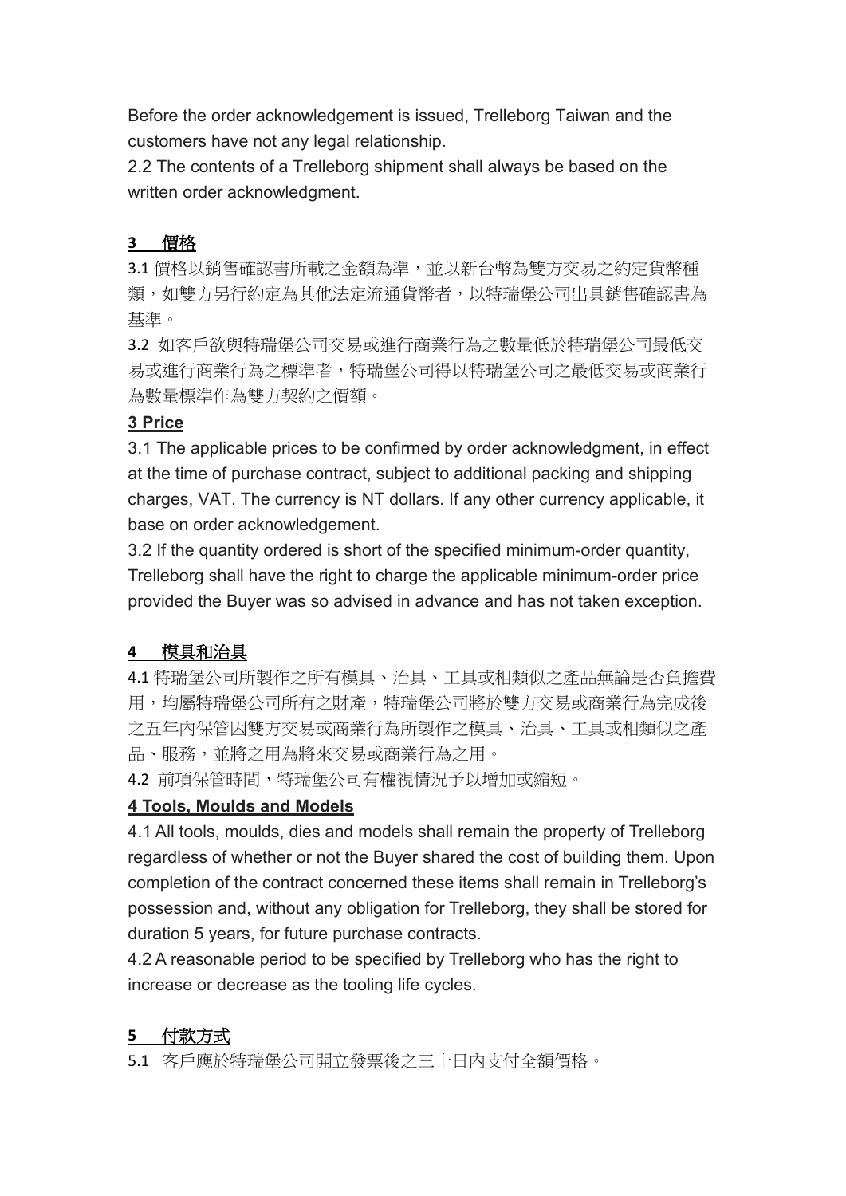Before the order acknowledgement is issued, Trelleborg Taiwan and the customers have not any legal relationship.

2.2 The contents of a Trelleborg shipment shall always be based on the written order acknowledgment.

## 3 價格

3.1 價格以銷售確認書所載之金額為準，並以新台幣為雙方交易之約定貨幣種類，如雙方另行約定為其他法定流通貨幣者，以特瑞堡公司出具銷售確認書為基準。

3.2 如客戶欲與特瑞堡公司交易或進行商業行為之數量低於特瑞堡公司最低交易或進行商業行為之標準者，特瑞堡公司得以特瑞堡公司之最低交易或商業行為數量標準作為雙方契約之價額。

## 3 Price

3.1 The applicable prices to be confirmed by order acknowledgment, in effect at the time of purchase contract, subject to additional packing and shipping charges, VAT. The currency is NT dollars. If any other currency applicable, it base on order acknowledgement.

3.2 If the quantity ordered is short of the specified minimum-order quantity, Trelleborg shall have the right to charge the applicable minimum-order price provided the Buyer was so advised in advance and has not taken exception.

## 4 模具和治具

4.1 特瑞堡公司所製作之所有模具、治具、工具或相類似之產品無論是否負擔費用，均屬特瑞堡公司所有之財產，特瑞堡公司將於雙方交易或商業行為完成後之五年內保管因雙方交易或商業行為所製作之模具、治具、工具或相類似之產品、服務，並將之用為將來交易或商業行為之用。

4.2 前項保管時間，特瑞堡公司有權視情況予以增加或縮短。

## 4 Tools, Moulds and Models

4.1 All tools, moulds, dies and models shall remain the property of Trelleborg regardless of whether or not the Buyer shared the cost of building them. Upon completion of the contract concerned these items shall remain in Trelleborg's possession and, without any obligation for Trelleborg, they shall be stored for duration 5 years, for future purchase contracts.

4.2 A reasonable period to be specified by Trelleborg who has the right to increase or decrease as the tooling life cycles.

## 5 付款方式

5.1 客戶應於特瑞堡公司開立發票後之三十日內支付全額價格。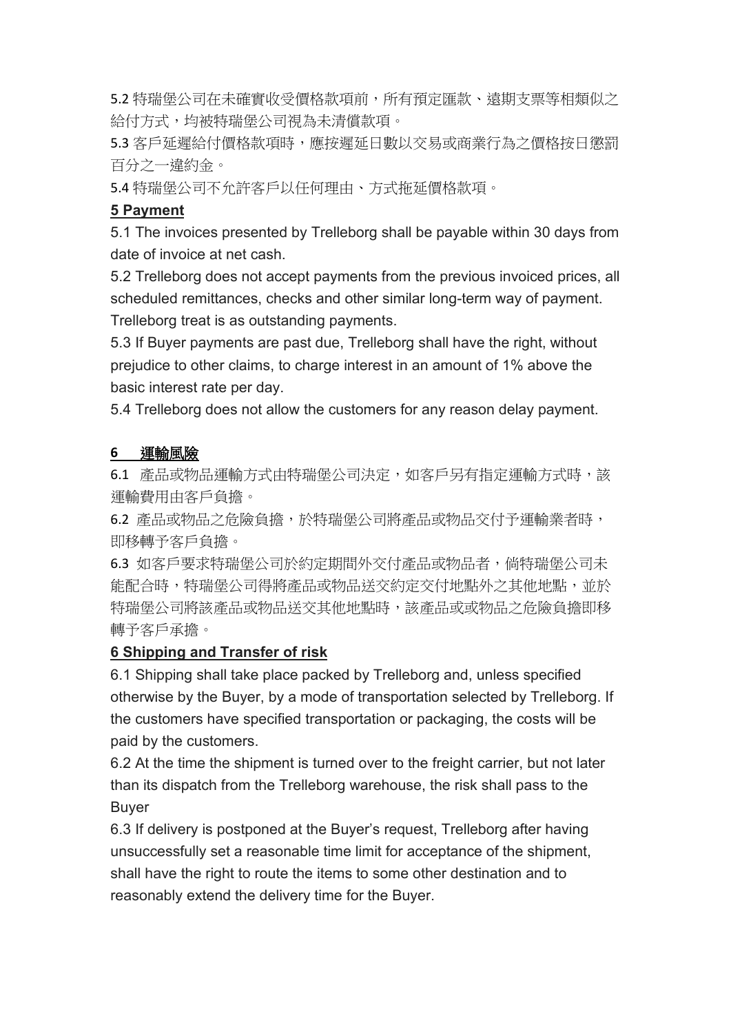5.2 特瑞堡公司在未確實收受價格款項前，所有預定匯款、遠期支票等相類似之給付方式，均被特瑞堡公司視為未清償款項。

5.3 客戶延遲給付價格款項時，應按遲延日數以交易或商業行為之價格按日懲罰百分之一違約金。

5.4 特瑞堡公司不允許客戶以任何理由、方式拖延價格款項。

**5 Payment**

5.1 The invoices presented by Trelleborg shall be payable within 30 days from date of invoice at net cash.

5.2 Trelleborg does not accept payments from the previous invoiced prices, all scheduled remittances, checks and other similar long-term way of payment. Trelleborg treat is as outstanding payments.

5.3 If Buyer payments are past due, Trelleborg shall have the right, without prejudice to other claims, to charge interest in an amount of 1% above the basic interest rate per day.

5.4 Trelleborg does not allow the customers for any reason delay payment.

**6 運輸風險**

6.1 產品或物品運輸方式由特瑞堡公司決定，如客戶另有指定運輸方式時，該運輸費用由客戶負擔。

6.2 產品或物品之危險負擔，於特瑞堡公司將產品或物品交付予運輸業者時，即移轉予客戶負擔。

6.3 如客戶要求特瑞堡公司於約定期間外交付產品或物品者，倘特瑞堡公司未能配合時，特瑞堡公司得將產品或物品送交約定交付地點外之其他地點，並於特瑞堡公司將該產品或物品送交其他地點時，該產品或或物品之危險負擔即移轉予客戶承擔。

**6 Shipping and Transfer of risk**

6.1 Shipping shall take place packed by Trelleborg and, unless specified otherwise by the Buyer, by a mode of transportation selected by Trelleborg. If the customers have specified transportation or packaging, the costs will be paid by the customers.

6.2 At the time the shipment is turned over to the freight carrier, but not later than its dispatch from the Trelleborg warehouse, the risk shall pass to the Buyer

6.3 If delivery is postponed at the Buyer's request, Trelleborg after having unsuccessfully set a reasonable time limit for acceptance of the shipment, shall have the right to route the items to some other destination and to reasonably extend the delivery time for the Buyer.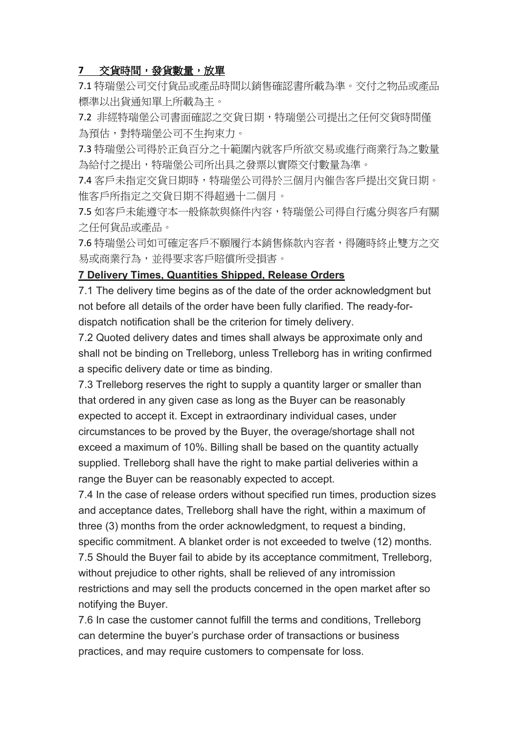## 7 交貨時間，發貨數量，放單

7.1 特瑞堡公司交付貨品或產品時間以銷售確認書所載為準。交付之物品或產品標準以出貨通知單上所載為主。

7.2 非經特瑞堡公司書面確認之交貨日期，特瑞堡公司提出之任何交貨時間僅為預估，對特瑞堡公司不生拘束力。

7.3 特瑞堡公司得於正負百分之十範圍內就客戶所欲交易或進行商業行為之數量為給付之提出，特瑞堡公司所出具之發票以實際交付數量為準。

7.4 客戶未指定交貨日期時，特瑞堡公司得於三個月內催告客戶提出交貨日期。惟客戶所指定之交貨日期不得超過十二個月。

7.5 如客戶未能遵守本一般條款與條件內容，特瑞堡公司得自行處分與客戶有關之任何貨品或產品。

7.6 特瑞堡公司如可確定客戶不願履行本銷售條款內容者，得隨時終止雙方之交易或商業行為，並得要求客戶賠償所受損害。

## 7 Delivery Times, Quantities Shipped, Release Orders

7.1 The delivery time begins as of the date of the order acknowledgment but not before all details of the order have been fully clarified. The ready-for-dispatch notification shall be the criterion for timely delivery.

7.2 Quoted delivery dates and times shall always be approximate only and shall not be binding on Trelleborg, unless Trelleborg has in writing confirmed a specific delivery date or time as binding.

7.3 Trelleborg reserves the right to supply a quantity larger or smaller than that ordered in any given case as long as the Buyer can be reasonably expected to accept it. Except in extraordinary individual cases, under circumstances to be proved by the Buyer, the overage/shortage shall not exceed a maximum of 10%. Billing shall be based on the quantity actually supplied. Trelleborg shall have the right to make partial deliveries within a range the Buyer can be reasonably expected to accept.

7.4 In the case of release orders without specified run times, production sizes and acceptance dates, Trelleborg shall have the right, within a maximum of three (3) months from the order acknowledgment, to request a binding, specific commitment. A blanket order is not exceeded to twelve (12) months.

7.5 Should the Buyer fail to abide by its acceptance commitment, Trelleborg, without prejudice to other rights, shall be relieved of any intromission restrictions and may sell the products concerned in the open market after so notifying the Buyer.

7.6 In case the customer cannot fulfill the terms and conditions, Trelleborg can determine the buyer's purchase order of transactions or business practices, and may require customers to compensate for loss.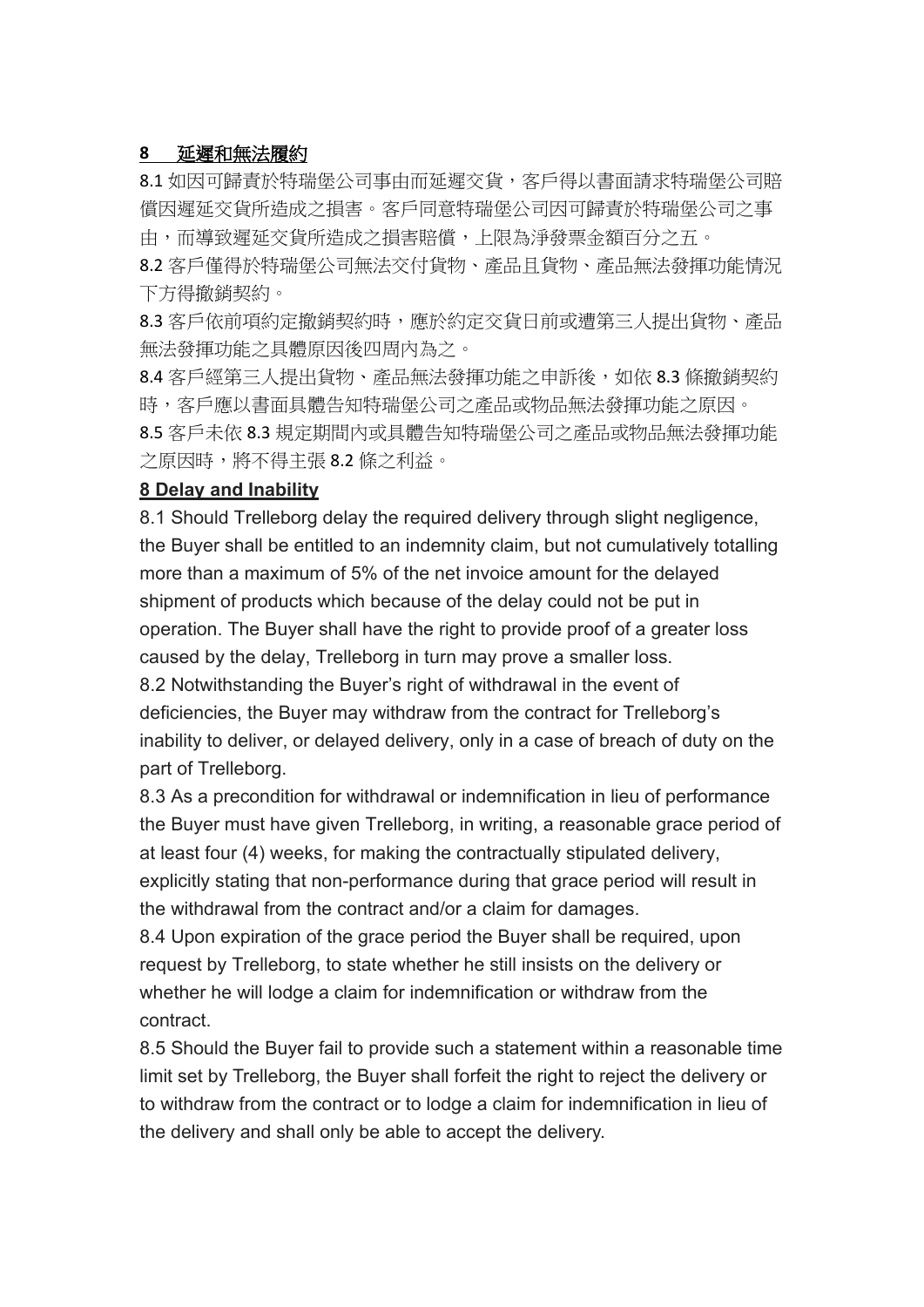## 8 延遲和無法履約

8.1 如因可歸責於特瑞堡公司事由而延遲交貨，客戶得以書面請求特瑞堡公司賠償因遲延交貨所造成之損害。客戶同意特瑞堡公司因可歸責於特瑞堡公司之事由，而導致遲延交貨所造成之損害賠償，上限為淨發票金額百分之五。

8.2 客戶僅得於特瑞堡公司無法交付貨物、產品且貨物、產品無法發揮功能情況下方得撤銷契約。

8.3 客戶依前項約定撤銷契約時，應於約定交貨日前或遭第三人提出貨物、產品無法發揮功能之具體原因後四周內為之。

8.4 客戶經第三人提出貨物、產品無法發揮功能之申訴後，如依 8.3 條撤銷契約時，客戶應以書面具體告知特瑞堡公司之產品或物品無法發揮功能之原因。

8.5 客戶未依 8.3 規定期間內或具體告知特瑞堡公司之產品或物品無法發揮功能之原因時，將不得主張 8.2 條之利益。

## 8 Delay and Inability

8.1 Should Trelleborg delay the required delivery through slight negligence, the Buyer shall be entitled to an indemnity claim, but not cumulatively totalling more than a maximum of 5% of the net invoice amount for the delayed shipment of products which because of the delay could not be put in operation. The Buyer shall have the right to provide proof of a greater loss caused by the delay, Trelleborg in turn may prove a smaller loss.

8.2 Notwithstanding the Buyer's right of withdrawal in the event of deficiencies, the Buyer may withdraw from the contract for Trelleborg's inability to deliver, or delayed delivery, only in a case of breach of duty on the part of Trelleborg.

8.3 As a precondition for withdrawal or indemnification in lieu of performance the Buyer must have given Trelleborg, in writing, a reasonable grace period of at least four (4) weeks, for making the contractually stipulated delivery, explicitly stating that non-performance during that grace period will result in the withdrawal from the contract and/or a claim for damages.

8.4 Upon expiration of the grace period the Buyer shall be required, upon request by Trelleborg, to state whether he still insists on the delivery or whether he will lodge a claim for indemnification or withdraw from the contract.

8.5 Should the Buyer fail to provide such a statement within a reasonable time limit set by Trelleborg, the Buyer shall forfeit the right to reject the delivery or to withdraw from the contract or to lodge a claim for indemnification in lieu of the delivery and shall only be able to accept the delivery.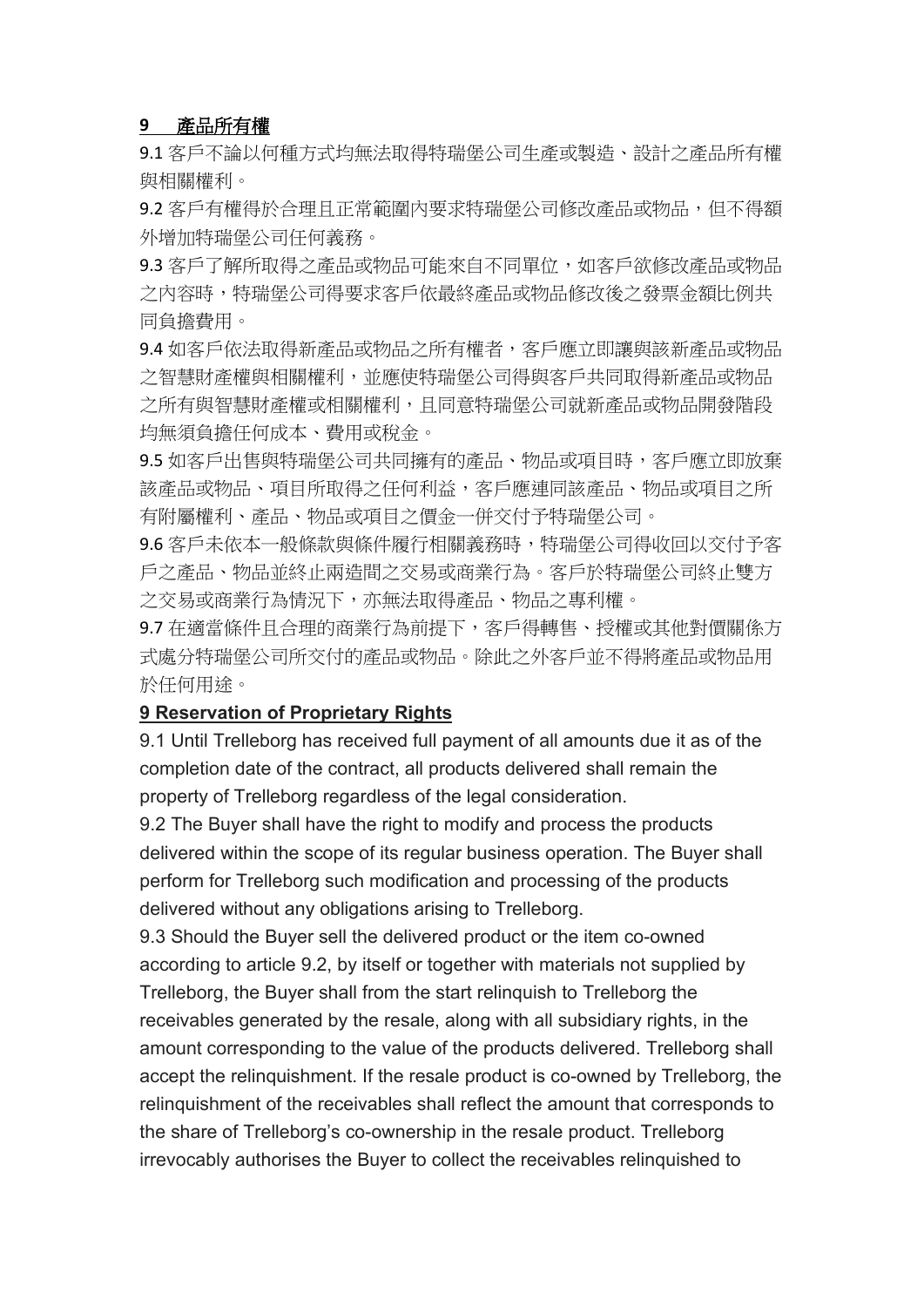**9　產品所有權**

9.1 客戶不論以何種方式均無法取得特瑞堡公司生產或製造、設計之產品所有權與相關權利。

9.2 客戶有權得於合理且正常範圍內要求特瑞堡公司修改產品或物品，但不得額外增加特瑞堡公司任何義務。

9.3 客戶了解所取得之產品或物品可能來自不同單位，如客戶欲修改產品或物品之內容時，特瑞堡公司得要求客戶依最終產品或物品修改後之發票金額比例共同負擔費用。

9.4 如客戶依法取得新產品或物品之所有權者，客戶應立即讓與該新產品或物品之智慧財產權與相關權利，並應使特瑞堡公司得與客戶共同取得新產品或物品之所有與智慧財產權或相關權利，且同意特瑞堡公司就新產品或物品開發階段均無須負擔任何成本、費用或稅金。

9.5 如客戶出售與特瑞堡公司共同擁有的產品、物品或項目時，客戶應立即放棄該產品或物品、項目所取得之任何利益，客戶應連同該產品、物品或項目之所有附屬權利、產品、物品或項目之價金一併交付予特瑞堡公司。

9.6 客戶未依本一般條款與條件履行相關義務時，特瑞堡公司得收回以交付予客戶之產品、物品並終止兩造間之交易或商業行為。客戶於特瑞堡公司終止雙方之交易或商業行為情況下，亦無法取得產品、物品之專利權。

9.7 在適當條件且合理的商業行為前提下，客戶得轉售、授權或其他對價關係方式處分特瑞堡公司所交付的產品或物品。除此之外客戶並不得將產品或物品用於任何用途。

**9 Reservation of Proprietary Rights**

9.1 Until Trelleborg has received full payment of all amounts due it as of the completion date of the contract, all products delivered shall remain the property of Trelleborg regardless of the legal consideration.

9.2 The Buyer shall have the right to modify and process the products delivered within the scope of its regular business operation. The Buyer shall perform for Trelleborg such modification and processing of the products delivered without any obligations arising to Trelleborg.

9.3 Should the Buyer sell the delivered product or the item co-owned according to article 9.2, by itself or together with materials not supplied by Trelleborg, the Buyer shall from the start relinquish to Trelleborg the receivables generated by the resale, along with all subsidiary rights, in the amount corresponding to the value of the products delivered. Trelleborg shall accept the relinquishment. If the resale product is co-owned by Trelleborg, the relinquishment of the receivables shall reflect the amount that corresponds to the share of Trelleborg's co-ownership in the resale product. Trelleborg irrevocably authorises the Buyer to collect the receivables relinquished to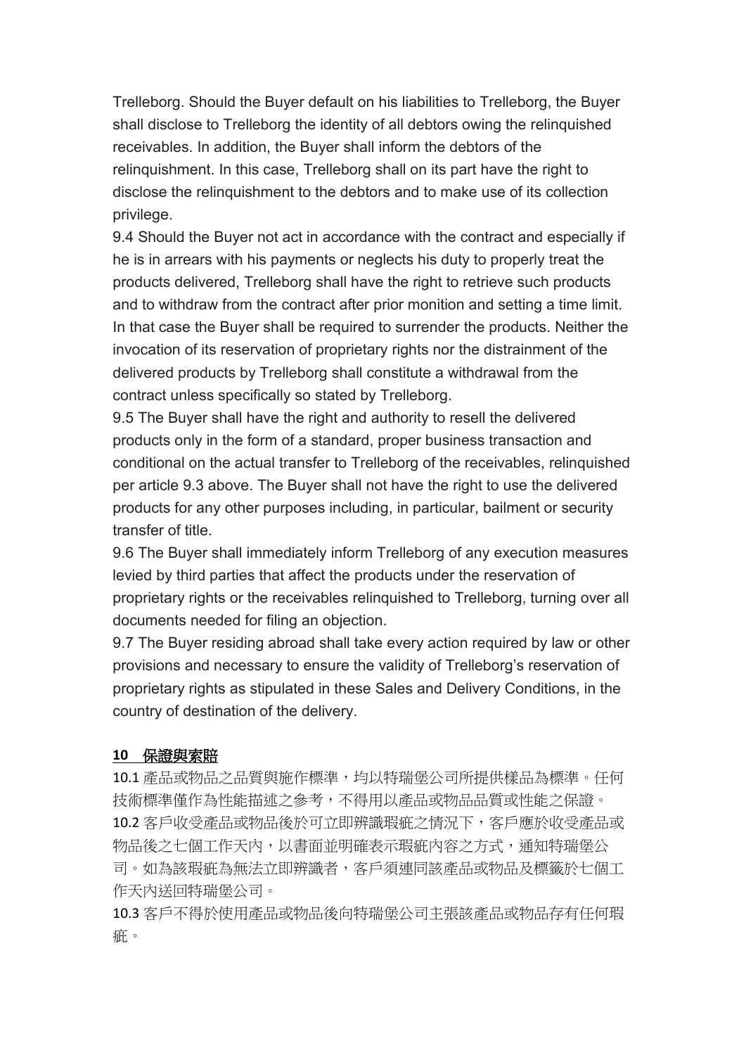Trelleborg. Should the Buyer default on his liabilities to Trelleborg, the Buyer shall disclose to Trelleborg the identity of all debtors owing the relinquished receivables. In addition, the Buyer shall inform the debtors of the relinquishment. In this case, Trelleborg shall on its part have the right to disclose the relinquishment to the debtors and to make use of its collection privilege.

9.4 Should the Buyer not act in accordance with the contract and especially if he is in arrears with his payments or neglects his duty to properly treat the products delivered, Trelleborg shall have the right to retrieve such products and to withdraw from the contract after prior monition and setting a time limit. In that case the Buyer shall be required to surrender the products. Neither the invocation of its reservation of proprietary rights nor the distrainment of the delivered products by Trelleborg shall constitute a withdrawal from the contract unless specifically so stated by Trelleborg.

9.5 The Buyer shall have the right and authority to resell the delivered products only in the form of a standard, proper business transaction and conditional on the actual transfer to Trelleborg of the receivables, relinquished per article 9.3 above. The Buyer shall not have the right to use the delivered products for any other purposes including, in particular, bailment or security transfer of title.

9.6 The Buyer shall immediately inform Trelleborg of any execution measures levied by third parties that affect the products under the reservation of proprietary rights or the receivables relinquished to Trelleborg, turning over all documents needed for filing an objection.

9.7 The Buyer residing abroad shall take every action required by law or other provisions and necessary to ensure the validity of Trelleborg's reservation of proprietary rights as stipulated in these Sales and Delivery Conditions, in the country of destination of the delivery.

## **10　保證與索賠**

10.1 產品或物品之品質與施作標準，均以特瑞堡公司所提供樣品為標準。任何技術標準僅作為性能描述之參考，不得用以產品或物品品質或性能之保證。

10.2 客戶收受產品或物品後於可立即辨識瑕疵之情況下，客戶應於收受產品或物品後之七個工作天內，以書面並明確表示瑕疵內容之方式，通知特瑞堡公司。如為該瑕疵為無法立即辨識者，客戶須連同該產品或物品及標籤於七個工作天內送回特瑞堡公司。

10.3 客戶不得於使用產品或物品後向特瑞堡公司主張該產品或物品存有任何瑕疵。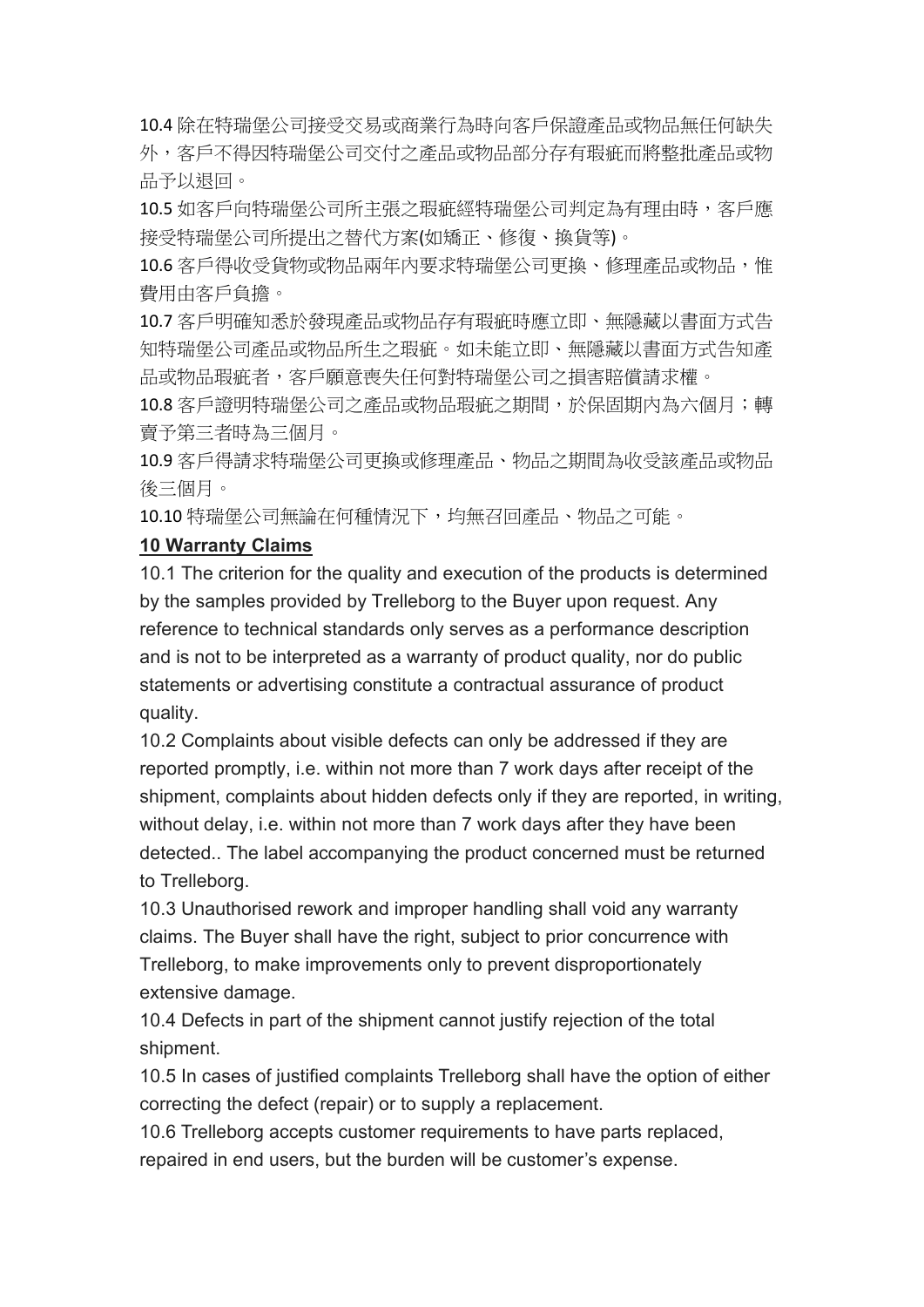10.4 除在特瑞堡公司接受交易或商業行為時向客戶保證產品或物品無任何缺失外，客戶不得因特瑞堡公司交付之產品或物品部分存有瑕疵而將整批產品或物品予以退回。

10.5 如客戶向特瑞堡公司所主張之瑕疵經特瑞堡公司判定為有理由時，客戶應接受特瑞堡公司所提出之替代方案(如矯正、修復、換貨等)。

10.6 客戶得收受貨物或物品兩年內要求特瑞堡公司更換、修理產品或物品，惟費用由客戶負擔。

10.7 客戶明確知悉於發現產品或物品存有瑕疵時應立即、無隱藏以書面方式告知特瑞堡公司產品或物品所生之瑕疵。如未能立即、無隱藏以書面方式告知產品或物品瑕疵者，客戶願意喪失任何對特瑞堡公司之損害賠償請求權。

10.8 客戶證明特瑞堡公司之產品或物品瑕疵之期間，於保固期內為六個月；轉賣予第三者時為三個月。

10.9 客戶得請求特瑞堡公司更換或修理產品、物品之期間為收受該產品或物品後三個月。

10.10 特瑞堡公司無論在何種情況下，均無召回產品、物品之可能。

**10 Warranty Claims**

10.1 The criterion for the quality and execution of the products is determined by the samples provided by Trelleborg to the Buyer upon request. Any reference to technical standards only serves as a performance description and is not to be interpreted as a warranty of product quality, nor do public statements or advertising constitute a contractual assurance of product quality.

10.2 Complaints about visible defects can only be addressed if they are reported promptly, i.e. within not more than 7 work days after receipt of the shipment, complaints about hidden defects only if they are reported, in writing, without delay, i.e. within not more than 7 work days after they have been detected.. The label accompanying the product concerned must be returned to Trelleborg.

10.3 Unauthorised rework and improper handling shall void any warranty claims. The Buyer shall have the right, subject to prior concurrence with Trelleborg, to make improvements only to prevent disproportionately extensive damage.

10.4 Defects in part of the shipment cannot justify rejection of the total shipment.

10.5 In cases of justified complaints Trelleborg shall have the option of either correcting the defect (repair) or to supply a replacement.

10.6 Trelleborg accepts customer requirements to have parts replaced, repaired in end users, but the burden will be customer's expense.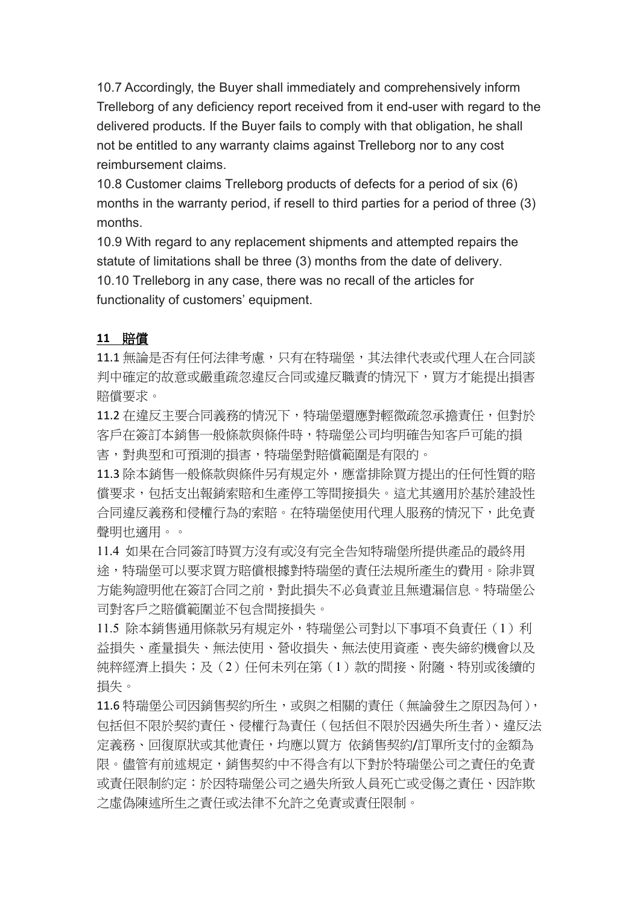10.7 Accordingly, the Buyer shall immediately and comprehensively inform Trelleborg of any deficiency report received from it end-user with regard to the delivered products. If the Buyer fails to comply with that obligation, he shall not be entitled to any warranty claims against Trelleborg nor to any cost reimbursement claims.

10.8 Customer claims Trelleborg products of defects for a period of six (6) months in the warranty period, if resell to third parties for a period of three (3) months.

10.9 With regard to any replacement shipments and attempted repairs the statute of limitations shall be three (3) months from the date of delivery.

10.10 Trelleborg in any case, there was no recall of the articles for functionality of customers' equipment.

## 11 賠償

11.1 無論是否有任何法律考慮，只有在特瑞堡，其法律代表或代理人在合同談判中確定的故意或嚴重疏忽違反合同或違反職責的情況下，買方才能提出損害賠償要求。

11.2 在違反主要合同義務的情況下，特瑞堡還應對輕微疏忽承擔責任，但對於客戶在簽訂本銷售一般條款與條件時，特瑞堡公司均明確告知客戶可能的損害，對典型和可預測的損害，特瑞堡對賠償範圍是有限的。

11.3 除本銷售一般條款與條件另有規定外，應當排除買方提出的任何性質的賠償要求，包括支出報銷索賠和生產停工等間接損失。這尤其適用於基於建設性合同違反義務和侵權行為的索賠。在特瑞堡使用代理人服務的情況下，此免責聲明也適用。。

11.4 如果在合同簽訂時買方沒有或沒有完全告知特瑞堡所提供產品的最終用途，特瑞堡可以要求買方賠償根據對特瑞堡的責任法規所產生的費用。除非買方能夠證明他在簽訂合同之前，對此損失不必負責並且無遺漏信息。特瑞堡公司對客戶之賠償範圍並不包含間接損失。

11.5 除本銷售通用條款另有規定外，特瑞堡公司對以下事項不負責任（1）利益損失、產量損失、無法使用、營收損失、無法使用資產、喪失締約機會以及純粹經濟上損失；及（2）任何未列在第（1）款的間接、附隨、特別或後續的損失。

11.6 特瑞堡公司因銷售契約所生，或與之相關的責任（無論發生之原因為何），包括但不限於契約責任、侵權行為責任（包括但不限於因過失所生者）、違反法定義務、回復原狀或其他責任，均應以買方 依銷售契約/訂單所支付的金額為限。儘管有前述規定，銷售契約中不得含有以下對於特瑞堡公司之責任的免責或責任限制約定：於因特瑞堡公司之過失所致人員死亡或受傷之責任、因詐欺之虛偽陳述所生之責任或法律不允許之免責或責任限制。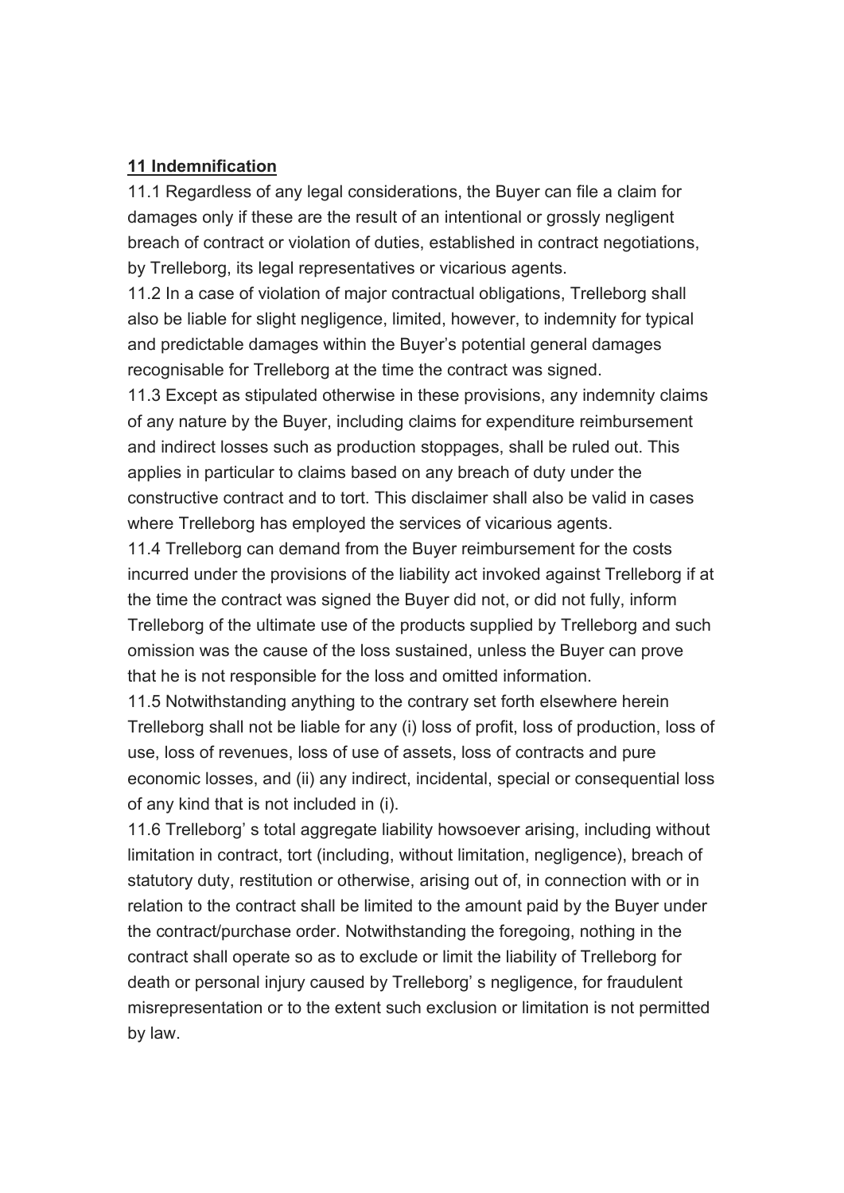## 11 Indemnification

11.1 Regardless of any legal considerations, the Buyer can file a claim for damages only if these are the result of an intentional or grossly negligent breach of contract or violation of duties, established in contract negotiations, by Trelleborg, its legal representatives or vicarious agents.

11.2 In a case of violation of major contractual obligations, Trelleborg shall also be liable for slight negligence, limited, however, to indemnity for typical and predictable damages within the Buyer's potential general damages recognisable for Trelleborg at the time the contract was signed.

11.3 Except as stipulated otherwise in these provisions, any indemnity claims of any nature by the Buyer, including claims for expenditure reimbursement and indirect losses such as production stoppages, shall be ruled out. This applies in particular to claims based on any breach of duty under the constructive contract and to tort. This disclaimer shall also be valid in cases where Trelleborg has employed the services of vicarious agents.

11.4 Trelleborg can demand from the Buyer reimbursement for the costs incurred under the provisions of the liability act invoked against Trelleborg if at the time the contract was signed the Buyer did not, or did not fully, inform Trelleborg of the ultimate use of the products supplied by Trelleborg and such omission was the cause of the loss sustained, unless the Buyer can prove that he is not responsible for the loss and omitted information.

11.5 Notwithstanding anything to the contrary set forth elsewhere herein Trelleborg shall not be liable for any (i) loss of profit, loss of production, loss of use, loss of revenues, loss of use of assets, loss of contracts and pure economic losses, and (ii) any indirect, incidental, special or consequential loss of any kind that is not included in (i).

11.6 Trelleborg' s total aggregate liability howsoever arising, including without limitation in contract, tort (including, without limitation, negligence), breach of statutory duty, restitution or otherwise, arising out of, in connection with or in relation to the contract shall be limited to the amount paid by the Buyer under the contract/purchase order. Notwithstanding the foregoing, nothing in the contract shall operate so as to exclude or limit the liability of Trelleborg for death or personal injury caused by Trelleborg' s negligence, for fraudulent misrepresentation or to the extent such exclusion or limitation is not permitted by law.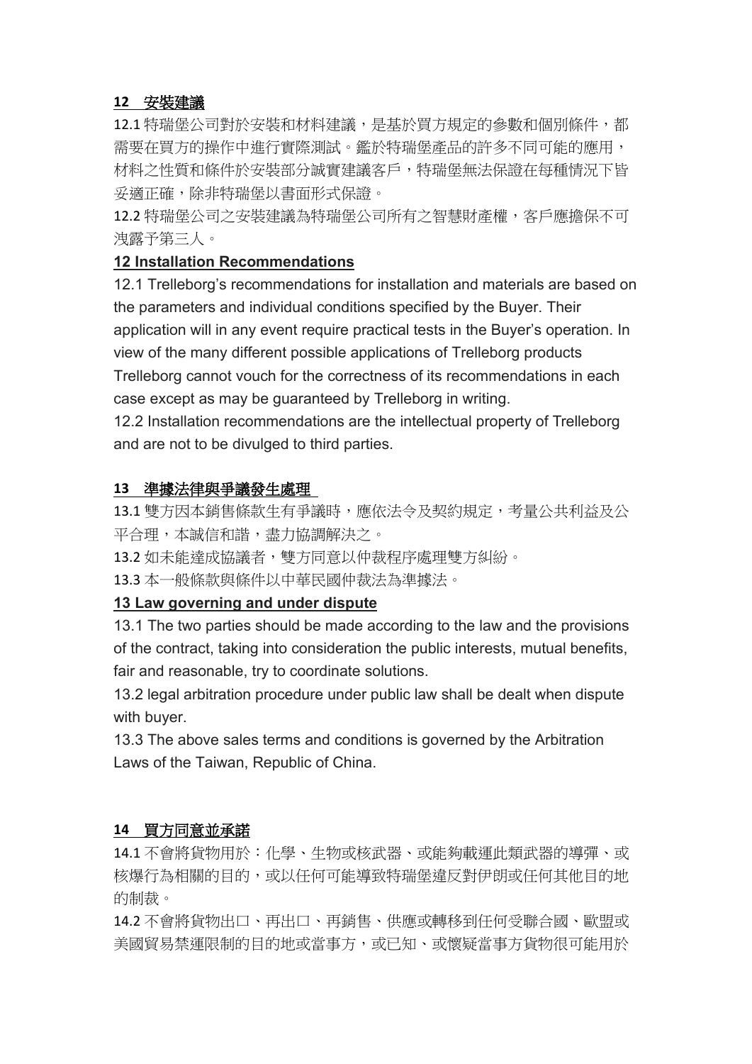## 12 安裝建議

12.1 特瑞堡公司對於安裝和材料建議，是基於買方規定的參數和個別條件，都需要在買方的操作中進行實際測試。鑑於特瑞堡產品的許多不同可能的應用，材料之性質和條件於安裝部分誠實建議客戶，特瑞堡無法保證在每種情況下皆妥適正確，除非特瑞堡以書面形式保證。

12.2 特瑞堡公司之安裝建議為特瑞堡公司所有之智慧財產權，客戶應擔保不可洩露予第三人。

## 12 Installation Recommendations

12.1 Trelleborg's recommendations for installation and materials are based on the parameters and individual conditions specified by the Buyer. Their application will in any event require practical tests in the Buyer's operation. In view of the many different possible applications of Trelleborg products Trelleborg cannot vouch for the correctness of its recommendations in each case except as may be guaranteed by Trelleborg in writing.

12.2 Installation recommendations are the intellectual property of Trelleborg and are not to be divulged to third parties.

## 13 準據法律與爭議發生處理

13.1 雙方因本銷售條款生有爭議時，應依法令及契約規定，考量公共利益及公平合理，本誠信和諧，盡力協調解決之。

13.2 如未能達成協議者，雙方同意以仲裁程序處理雙方糾紛。

13.3 本一般條款與條件以中華民國仲裁法為準據法。

## 13 Law governing and under dispute

13.1 The two parties should be made according to the law and the provisions of the contract, taking into consideration the public interests, mutual benefits, fair and reasonable, try to coordinate solutions.

13.2 legal arbitration procedure under public law shall be dealt when dispute with buyer.

13.3 The above sales terms and conditions is governed by the Arbitration Laws of the Taiwan, Republic of China.

## 14 買方同意並承諾

14.1 不會將貨物用於：化學、生物或核武器、或能夠載運此類武器的導彈、或核爆行為相關的目的，或以任何可能導致特瑞堡違反對伊朗或任何其他目的地的制裁。

14.2 不會將貨物出口、再出口、再銷售、供應或轉移到任何受聯合國、歐盟或美國貿易禁運限制的目的地或當事方，或已知、或懷疑當事方貨物很可能用於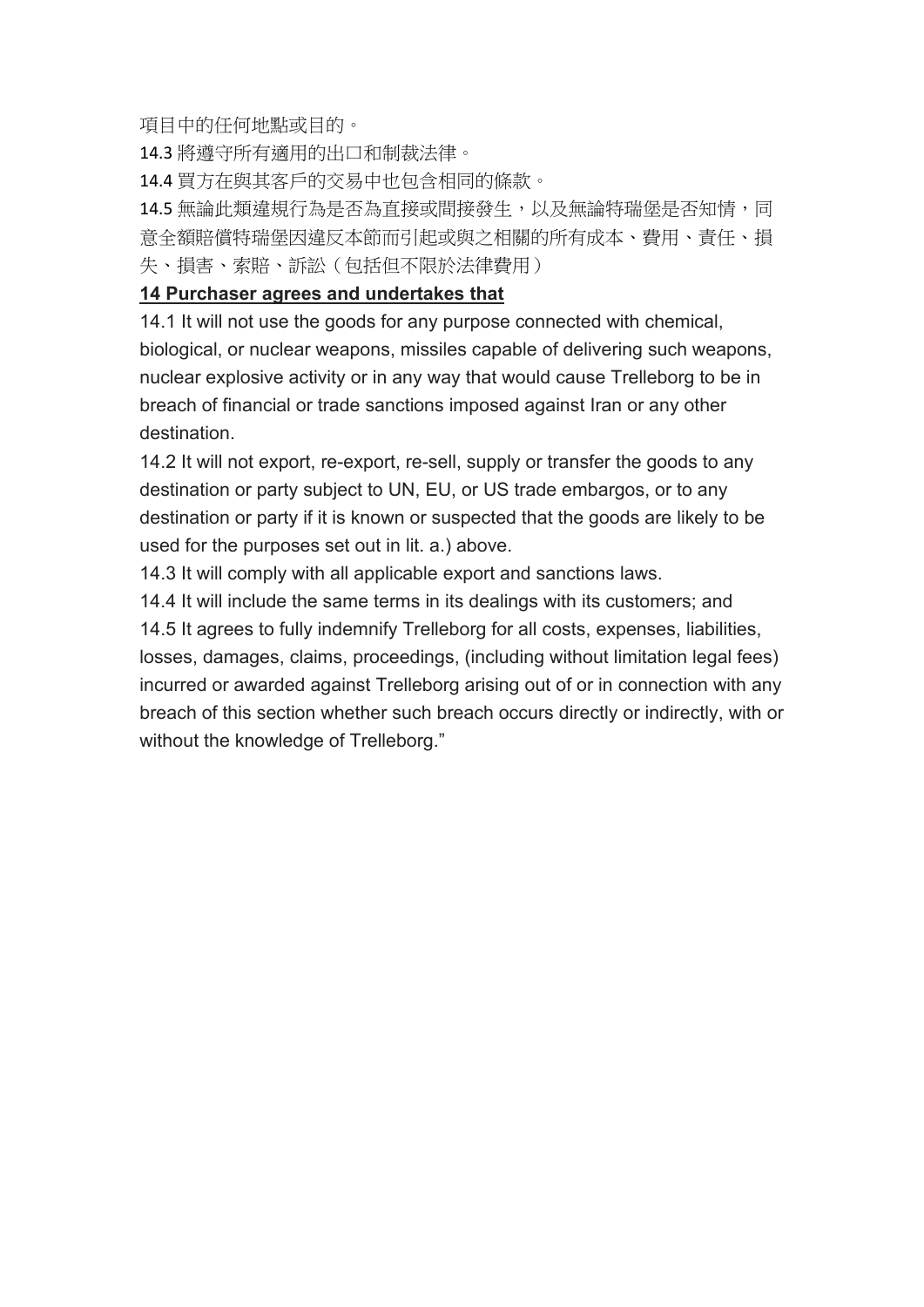項目中的任何地點或目的。

14.3 將遵守所有適用的出口和制裁法律。

14.4 買方在與其客戶的交易中也包含相同的條款。

14.5 無論此類違規行為是否為直接或間接發生，以及無論特瑞堡是否知情，同意全額賠償特瑞堡因違反本節而引起或與之相關的所有成本、費用、責任、損失、損害、索賠、訴訟（包括但不限於法律費用）

**14 Purchaser agrees and undertakes that**

14.1 It will not use the goods for any purpose connected with chemical, biological, or nuclear weapons, missiles capable of delivering such weapons, nuclear explosive activity or in any way that would cause Trelleborg to be in breach of financial or trade sanctions imposed against Iran or any other destination.

14.2 It will not export, re-export, re-sell, supply or transfer the goods to any destination or party subject to UN, EU, or US trade embargos, or to any destination or party if it is known or suspected that the goods are likely to be used for the purposes set out in lit. a.) above.

14.3 It will comply with all applicable export and sanctions laws.

14.4 It will include the same terms in its dealings with its customers; and

14.5 It agrees to fully indemnify Trelleborg for all costs, expenses, liabilities, losses, damages, claims, proceedings, (including without limitation legal fees) incurred or awarded against Trelleborg arising out of or in connection with any breach of this section whether such breach occurs directly or indirectly, with or without the knowledge of Trelleborg."